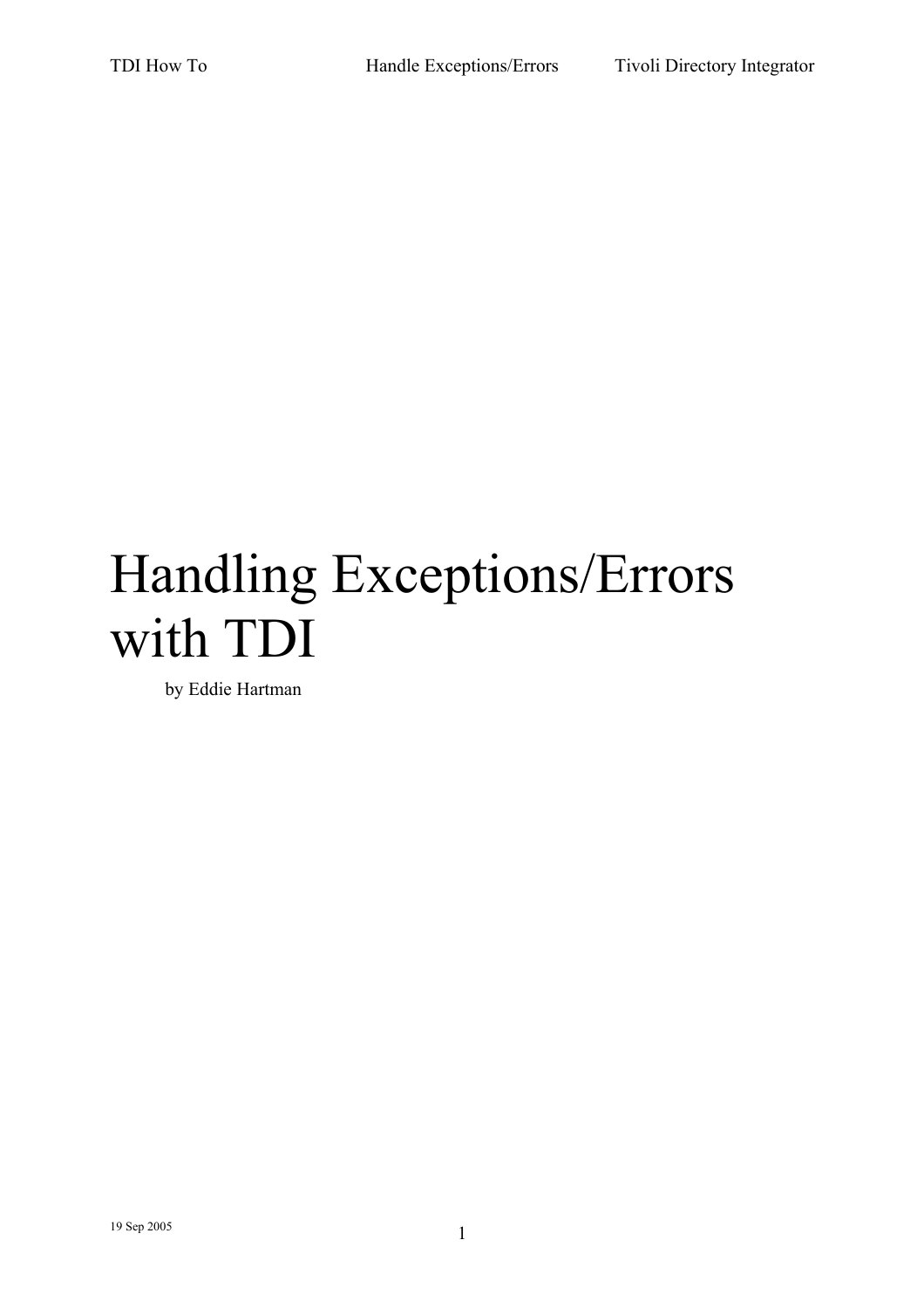# Handling Exceptions/Errors with TDI

by Eddie Hartman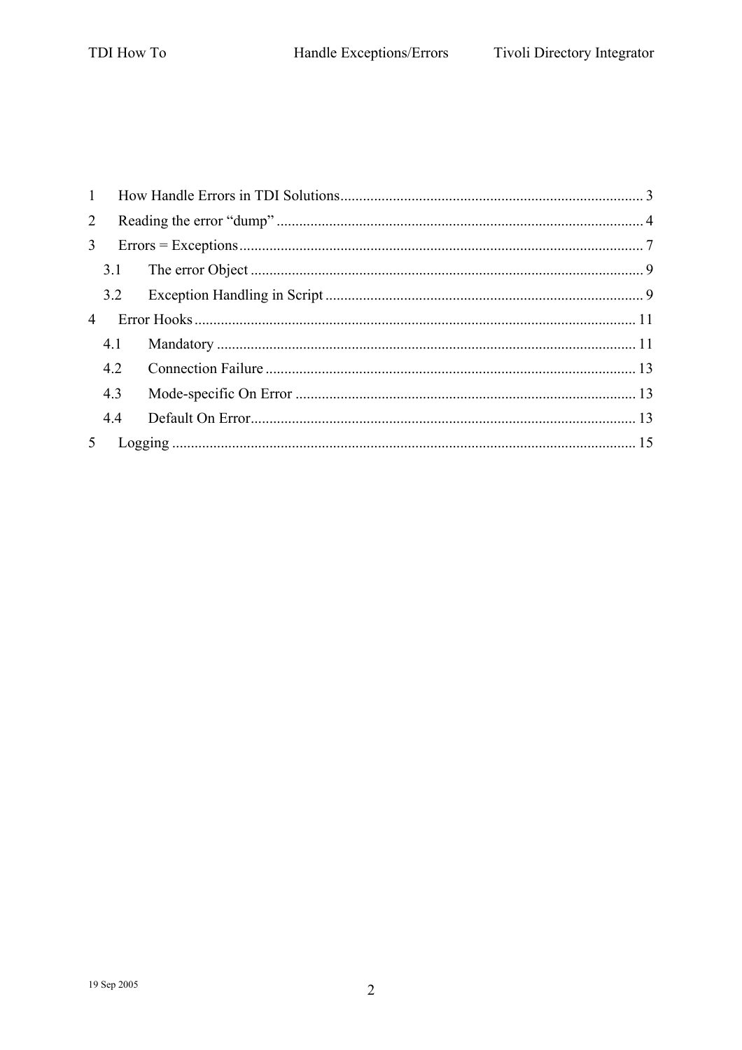1 How Handle Errors in TDI Solutions ........ 3

2 Reading the error "dump" ........ 4

3 Errors = Exceptions ........ 7

- 3.1 The error Object ........ 9
- 3.2 Exception Handling in Script ........ 9

4 Error Hooks ........ 11

- 4.1 Mandatory ........ 11
- 4.2 Connection Failure ........ 13
- 4.3 Mode-specific On Error ........ 13
- 4.4 Default On Error ........ 13

5 Logging ........ 15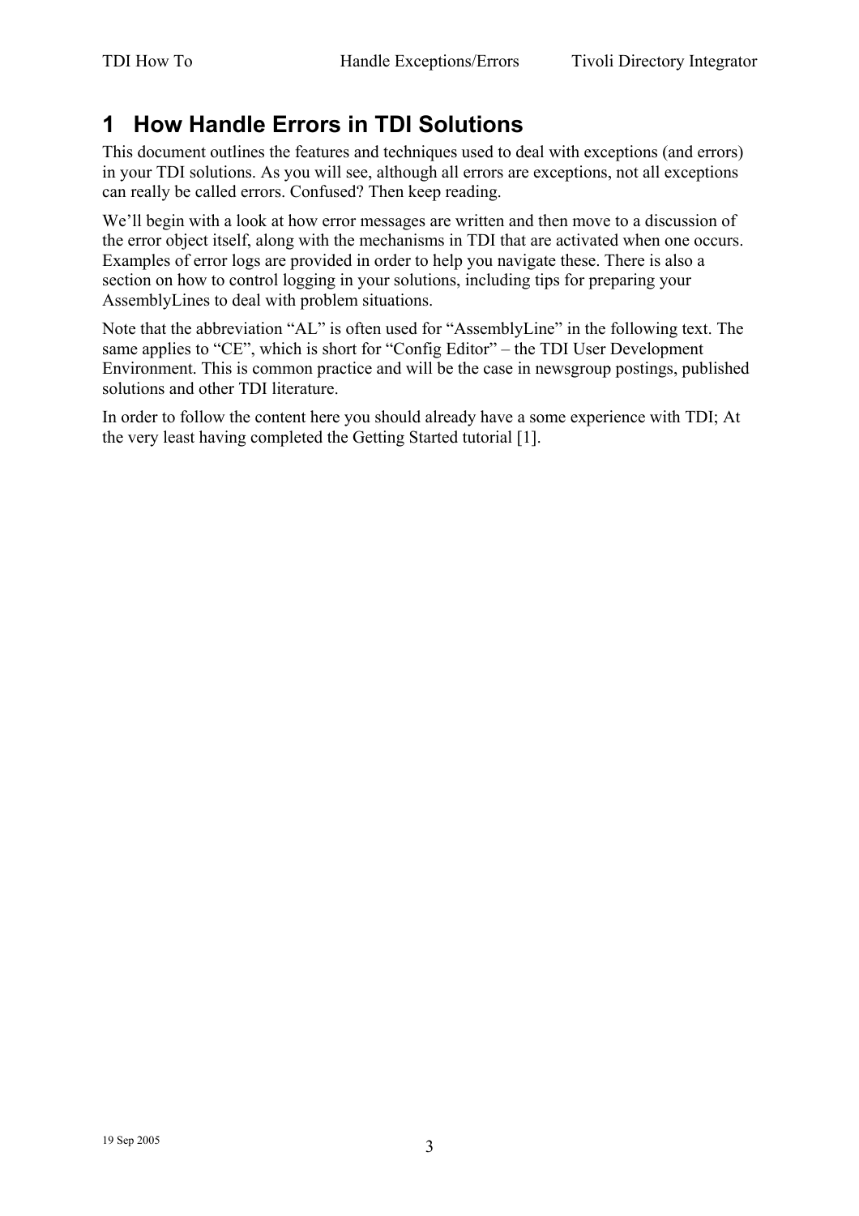# 1 How Handle Errors in TDI Solutions

This document outlines the features and techniques used to deal with exceptions (and errors) in your TDI solutions. As you will see, although all errors are exceptions, not all exceptions can really be called errors. Confused? Then keep reading.

We'll begin with a look at how error messages are written and then move to a discussion of the error object itself, along with the mechanisms in TDI that are activated when one occurs. Examples of error logs are provided in order to help you navigate these. There is also a section on how to control logging in your solutions, including tips for preparing your AssemblyLines to deal with problem situations.

Note that the abbreviation "AL" is often used for "AssemblyLine" in the following text. The same applies to "CE", which is short for "Config Editor" – the TDI User Development Environment. This is common practice and will be the case in newsgroup postings, published solutions and other TDI literature.

In order to follow the content here you should already have a some experience with TDI; At the very least having completed the Getting Started tutorial [1].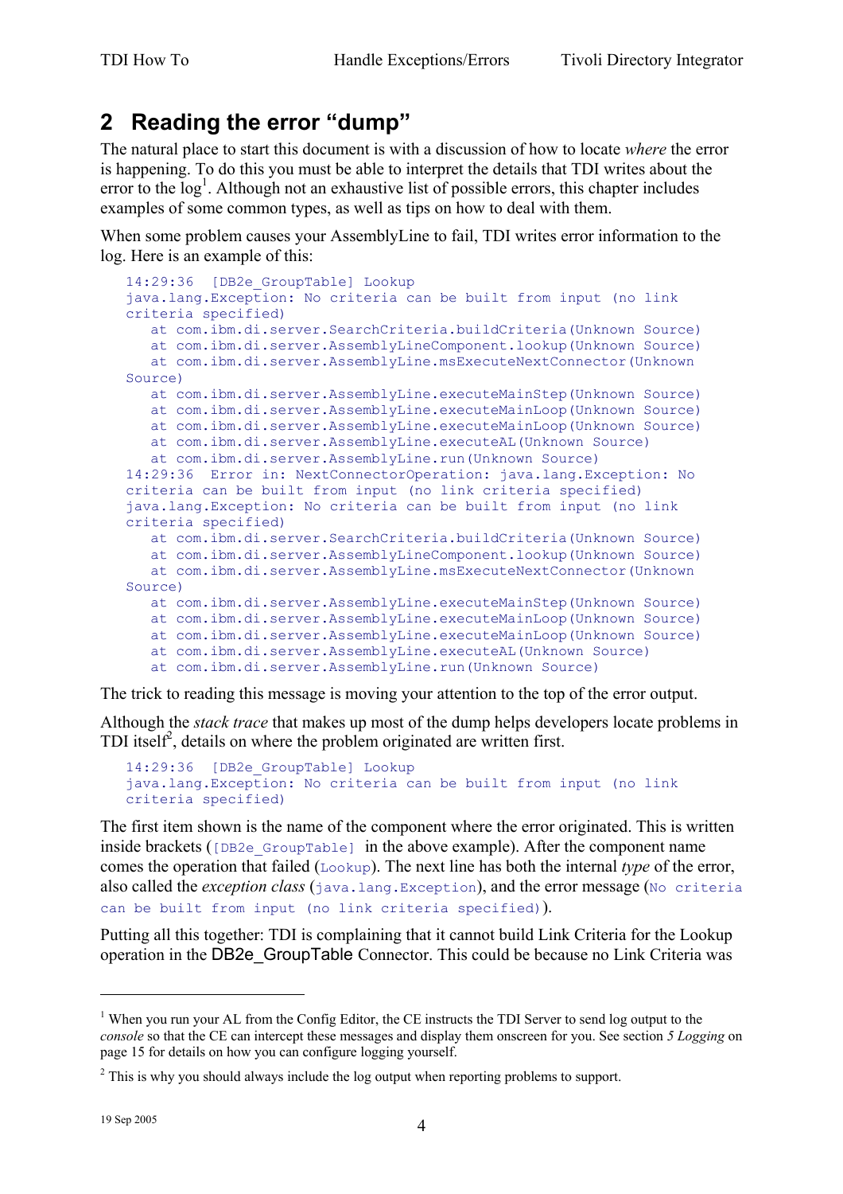# 2 Reading the error "dump"

The natural place to start this document is with a discussion of how to locate *where* the error is happening. To do this you must be able to interpret the details that TDI writes about the error to the log[1]. Although not an exhaustive list of possible errors, this chapter includes examples of some common types, as well as tips on how to deal with them.

When some problem causes your AssemblyLine to fail, TDI writes error information to the log. Here is an example of this:

```
14:29:36  [DB2e_GroupTable] Lookup
java.lang.Exception: No criteria can be built from input (no link
criteria specified)
   at com.ibm.di.server.SearchCriteria.buildCriteria(Unknown Source)
   at com.ibm.di.server.AssemblyLineComponent.lookup(Unknown Source)
   at com.ibm.di.server.AssemblyLine.msExecuteNextConnector(Unknown
Source)
   at com.ibm.di.server.AssemblyLine.executeMainStep(Unknown Source)
   at com.ibm.di.server.AssemblyLine.executeMainLoop(Unknown Source)
   at com.ibm.di.server.AssemblyLine.executeMainLoop(Unknown Source)
   at com.ibm.di.server.AssemblyLine.executeAL(Unknown Source)
   at com.ibm.di.server.AssemblyLine.run(Unknown Source)
14:29:36  Error in: NextConnectorOperation: java.lang.Exception: No
criteria can be built from input (no link criteria specified)
java.lang.Exception: No criteria can be built from input (no link
criteria specified)
   at com.ibm.di.server.SearchCriteria.buildCriteria(Unknown Source)
   at com.ibm.di.server.AssemblyLineComponent.lookup(Unknown Source)
   at com.ibm.di.server.AssemblyLine.msExecuteNextConnector(Unknown
Source)
   at com.ibm.di.server.AssemblyLine.executeMainStep(Unknown Source)
   at com.ibm.di.server.AssemblyLine.executeMainLoop(Unknown Source)
   at com.ibm.di.server.AssemblyLine.executeMainLoop(Unknown Source)
   at com.ibm.di.server.AssemblyLine.executeAL(Unknown Source)
   at com.ibm.di.server.AssemblyLine.run(Unknown Source)
```

The trick to reading this message is moving your attention to the top of the error output.

Although the *stack trace* that makes up most of the dump helps developers locate problems in TDI itself[2], details on where the problem originated are written first.

```
14:29:36  [DB2e_GroupTable] Lookup
java.lang.Exception: No criteria can be built from input (no link
criteria specified)
```

The first item shown is the name of the component where the error originated. This is written inside brackets (`[DB2e_GroupTable]` in the above example). After the component name comes the operation that failed (`Lookup`). The next line has both the internal *type* of the error, also called the *exception class* (`java.lang.Exception`), and the error message (`No criteria can be built from input (no link criteria specified)`).

Putting all this together: TDI is complaining that it cannot build Link Criteria for the Lookup operation in the DB2e_GroupTable Connector. This could be because no Link Criteria was

---

[1] When you run your AL from the Config Editor, the CE instructs the TDI Server to send log output to the *console* so that the CE can intercept these messages and display them onscreen for you. See section *5 Logging* on page 15 for details on how you can configure logging yourself.

[2] This is why you should always include the log output when reporting problems to support.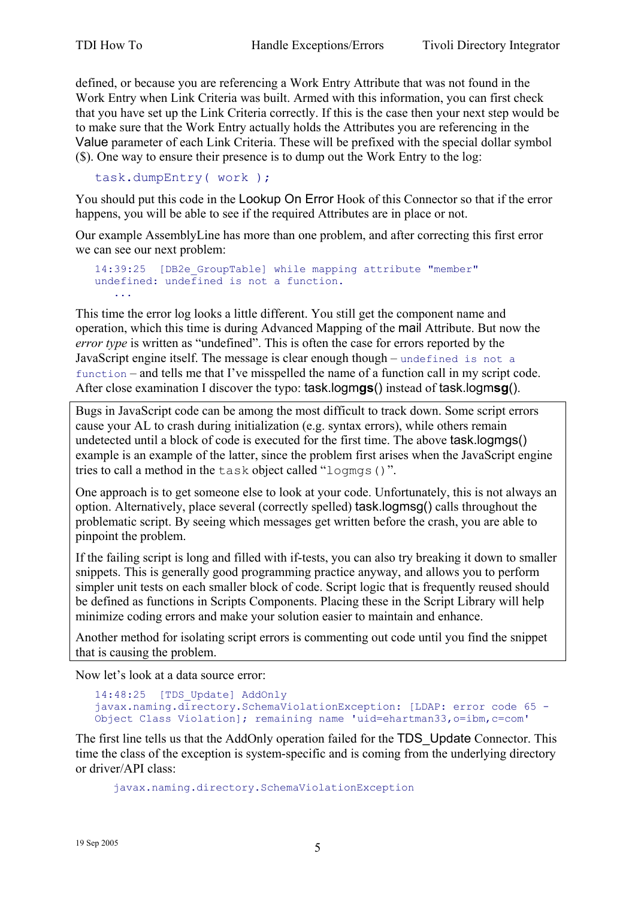defined, or because you are referencing a Work Entry Attribute that was not found in the Work Entry when Link Criteria was built. Armed with this information, you can first check that you have set up the Link Criteria correctly. If this is the case then your next step would be to make sure that the Work Entry actually holds the Attributes you are referencing in the Value parameter of each Link Criteria. These will be prefixed with the special dollar symbol ($). One way to ensure their presence is to dump out the Work Entry to the log:

```
task.dumpEntry( work );
```

You should put this code in the Lookup On Error Hook of this Connector so that if the error happens, you will be able to see if the required Attributes are in place or not.

Our example AssemblyLine has more than one problem, and after correcting this first error we can see our next problem:

```
14:39:25  [DB2e_GroupTable] while mapping attribute "member"
undefined: undefined is not a function.
    ...
```

This time the error log looks a little different. You still get the component name and operation, which this time is during Advanced Mapping of the mail Attribute. But now the *error type* is written as "undefined". This is often the case for errors reported by the JavaScript engine itself. The message is clear enough though – `undefined is not a function` – and tells me that I've misspelled the name of a function call in my script code. After close examination I discover the typo: task.logm**gs**() instead of task.logm**sg**().

> Bugs in JavaScript code can be among the most difficult to track down. Some script errors cause your AL to crash during initialization (e.g. syntax errors), while others remain undetected until a block of code is executed for the first time. The above task.logmgs() example is an example of the latter, since the problem first arises when the JavaScript engine tries to call a method in the `task` object called "`logmgs()`".
>
> One approach is to get someone else to look at your code. Unfortunately, this is not always an option. Alternatively, place several (correctly spelled) task.logmsg() calls throughout the problematic script. By seeing which messages get written before the crash, you are able to pinpoint the problem.
>
> If the failing script is long and filled with if-tests, you can also try breaking it down to smaller snippets. This is generally good programming practice anyway, and allows you to perform simpler unit tests on each smaller block of code. Script logic that is frequently reused should be defined as functions in Scripts Components. Placing these in the Script Library will help minimize coding errors and make your solution easier to maintain and enhance.
>
> Another method for isolating script errors is commenting out code until you find the snippet that is causing the problem.

Now let's look at a data source error:

```
14:48:25  [TDS_Update] AddOnly
javax.naming.directory.SchemaViolationException: [LDAP: error code 65 -
Object Class Violation]; remaining name 'uid=ehartman33,o=ibm,c=com'
```

The first line tells us that the AddOnly operation failed for the TDS_Update Connector. This time the class of the exception is system-specific and is coming from the underlying directory or driver/API class:

```
javax.naming.directory.SchemaViolationException
```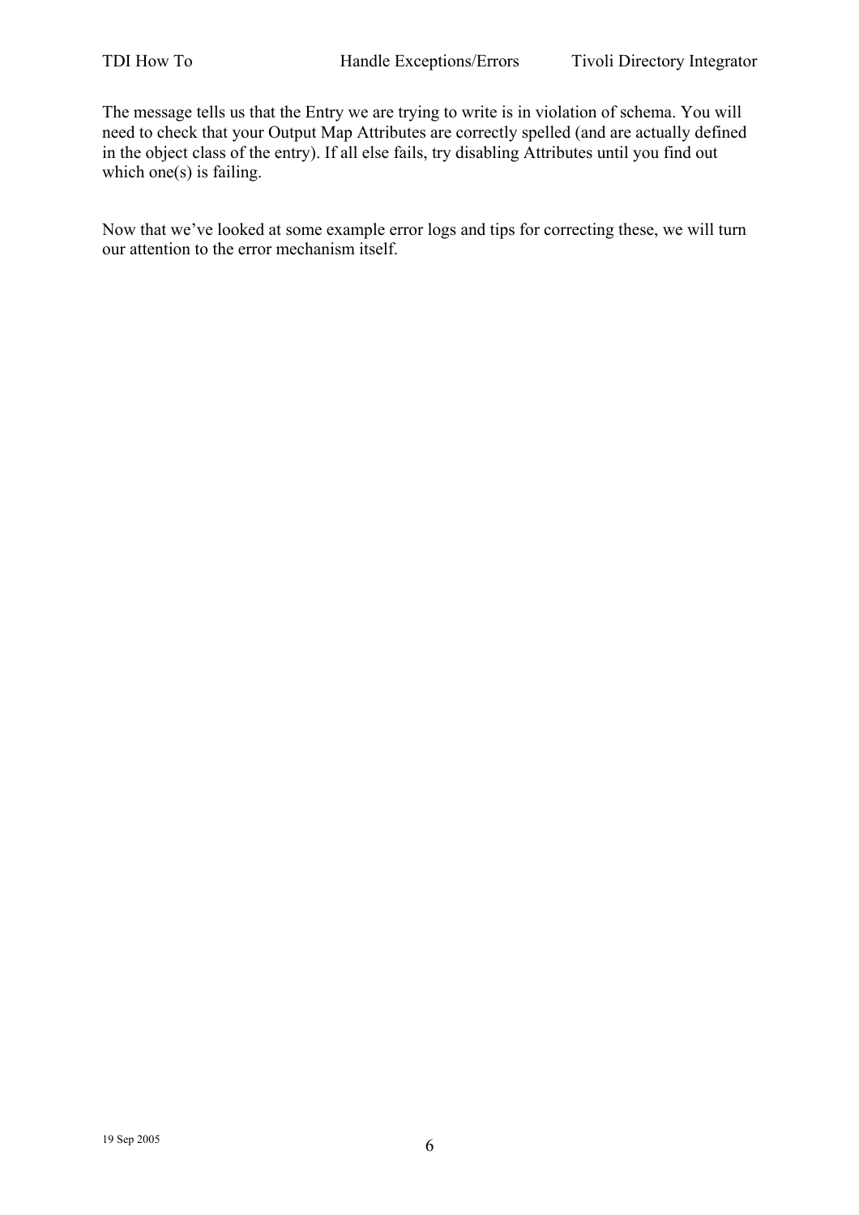The message tells us that the Entry we are trying to write is in violation of schema. You will need to check that your Output Map Attributes are correctly spelled (and are actually defined in the object class of the entry). If all else fails, try disabling Attributes until you find out which one(s) is failing.

Now that we've looked at some example error logs and tips for correcting these, we will turn our attention to the error mechanism itself.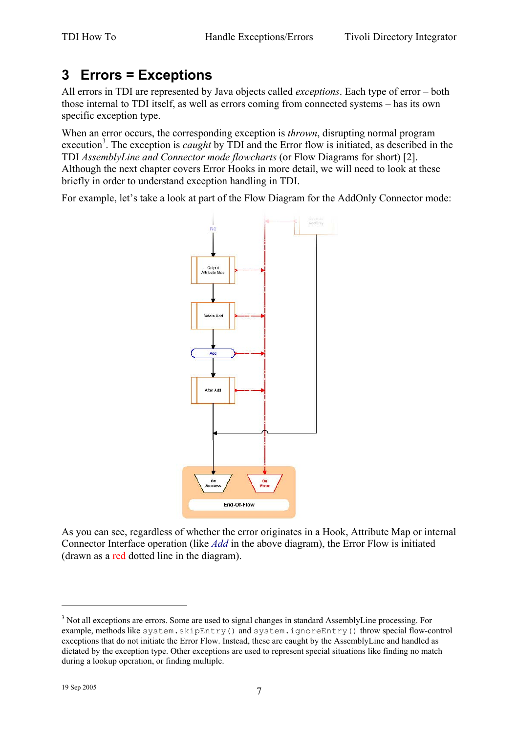# 3 Errors = Exceptions

All errors in TDI are represented by Java objects called *exceptions*. Each type of error – both those internal to TDI itself, as well as errors coming from connected systems – has its own specific exception type.

When an error occurs, the corresponding exception is *thrown*, disrupting normal program execution[3]. The exception is *caught* by TDI and the Error flow is initiated, as described in the TDI *AssemblyLine and Connector mode flowcharts* (or Flow Diagrams for short) [2]. Although the next chapter covers Error Hooks in more detail, we will need to look at these briefly in order to understand exception handling in TDI.

For example, let's take a look at part of the Flow Diagram for the AddOnly Connector mode:

As you can see, regardless of whether the error originates in a Hook, Attribute Map or internal Connector Interface operation (like *Add* in the above diagram), the Error Flow is initiated (drawn as a red dotted line in the diagram).

---

[3] Not all exceptions are errors. Some are used to signal changes in standard AssemblyLine processing. For example, methods like `system.skipEntry()` and `system.ignoreEntry()` throw special flow-control exceptions that do not initiate the Error Flow. Instead, these are caught by the AssemblyLine and handled as dictated by the exception type. Other exceptions are used to represent special situations like finding no match during a lookup operation, or finding multiple.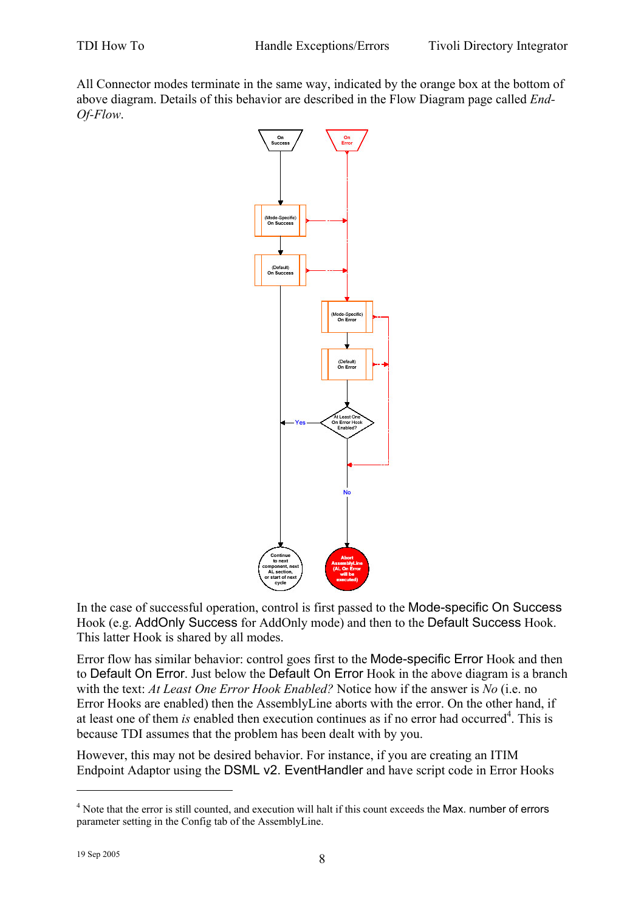All Connector modes terminate in the same way, indicated by the orange box at the bottom of above diagram. Details of this behavior are described in the Flow Diagram page called *End-Of-Flow*.

In the case of successful operation, control is first passed to the Mode-specific On Success Hook (e.g. AddOnly Success for AddOnly mode) and then to the Default Success Hook. This latter Hook is shared by all modes.

Error flow has similar behavior: control goes first to the Mode-specific Error Hook and then to Default On Error. Just below the Default On Error Hook in the above diagram is a branch with the text: *At Least One Error Hook Enabled?* Notice how if the answer is *No* (i.e. no Error Hooks are enabled) then the AssemblyLine aborts with the error. On the other hand, if at least one of them *is* enabled then execution continues as if no error had occurred[4]. This is because TDI assumes that the problem has been dealt with by you.

However, this may not be desired behavior. For instance, if you are creating an ITIM Endpoint Adaptor using the DSML v2. EventHandler and have script code in Error Hooks

[4] Note that the error is still counted, and execution will halt if this count exceeds the Max. number of errors parameter setting in the Config tab of the AssemblyLine.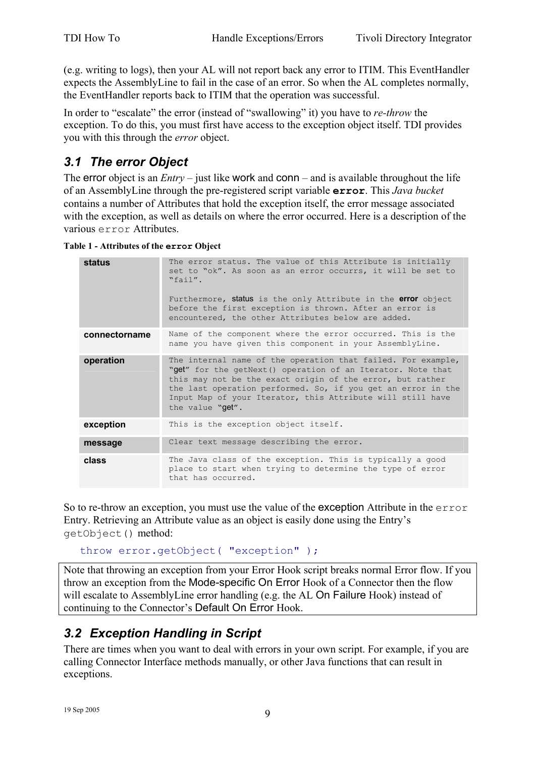(e.g. writing to logs), then your AL will not report back any error to ITIM. This EventHandler expects the AssemblyLine to fail in the case of an error. So when the AL completes normally, the EventHandler reports back to ITIM that the operation was successful.

In order to "escalate" the error (instead of "swallowing" it) you have to *re-throw* the exception. To do this, you must first have access to the exception object itself. TDI provides you with this through the *error* object.

## 3.1 The error Object

The error object is an *Entry* – just like work and conn – and is available throughout the life of an AssemblyLine through the pre-registered script variable **error**. This *Java bucket* contains a number of Attributes that hold the exception itself, the error message associated with the exception, as well as details on where the error occurred. Here is a description of the various `error` Attributes.

**Table 1 - Attributes of the error Object**

| | |
|---|---|
| **status** | The error status. The value of this Attribute is initially set to "ok". As soon as an error occurs, it will be set to "fail".<br><br>Furthermore, status is the only Attribute in the **error** object before the first exception is thrown. After an error is encountered, the other Attributes below are added. |
| **connectorname** | Name of the component where the error occurred. This is the name you have given this component in your AssemblyLine. |
| **operation** | The internal name of the operation that failed. For example, "get" for the getNext() operation of an Iterator. Note that this may not be the exact origin of the error, but rather the last operation performed. So, if you get an error in the Input Map of your Iterator, this Attribute will still have the value "get". |
| **exception** | This is the exception object itself. |
| **message** | Clear text message describing the error. |
| **class** | The Java class of the exception. This is typically a good place to start when trying to determine the type of error that has occurred. |

So to re-throw an exception, you must use the value of the exception Attribute in the `error` Entry. Retrieving an Attribute value as an object is easily done using the Entry's `getObject()` method:

```
throw error.getObject( "exception" );
```

Note that throwing an exception from your Error Hook script breaks normal Error flow. If you throw an exception from the Mode-specific On Error Hook of a Connector then the flow will escalate to AssemblyLine error handling (e.g. the AL On Failure Hook) instead of continuing to the Connector's Default On Error Hook.

## 3.2 Exception Handling in Script

There are times when you want to deal with errors in your own script. For example, if you are calling Connector Interface methods manually, or other Java functions that can result in exceptions.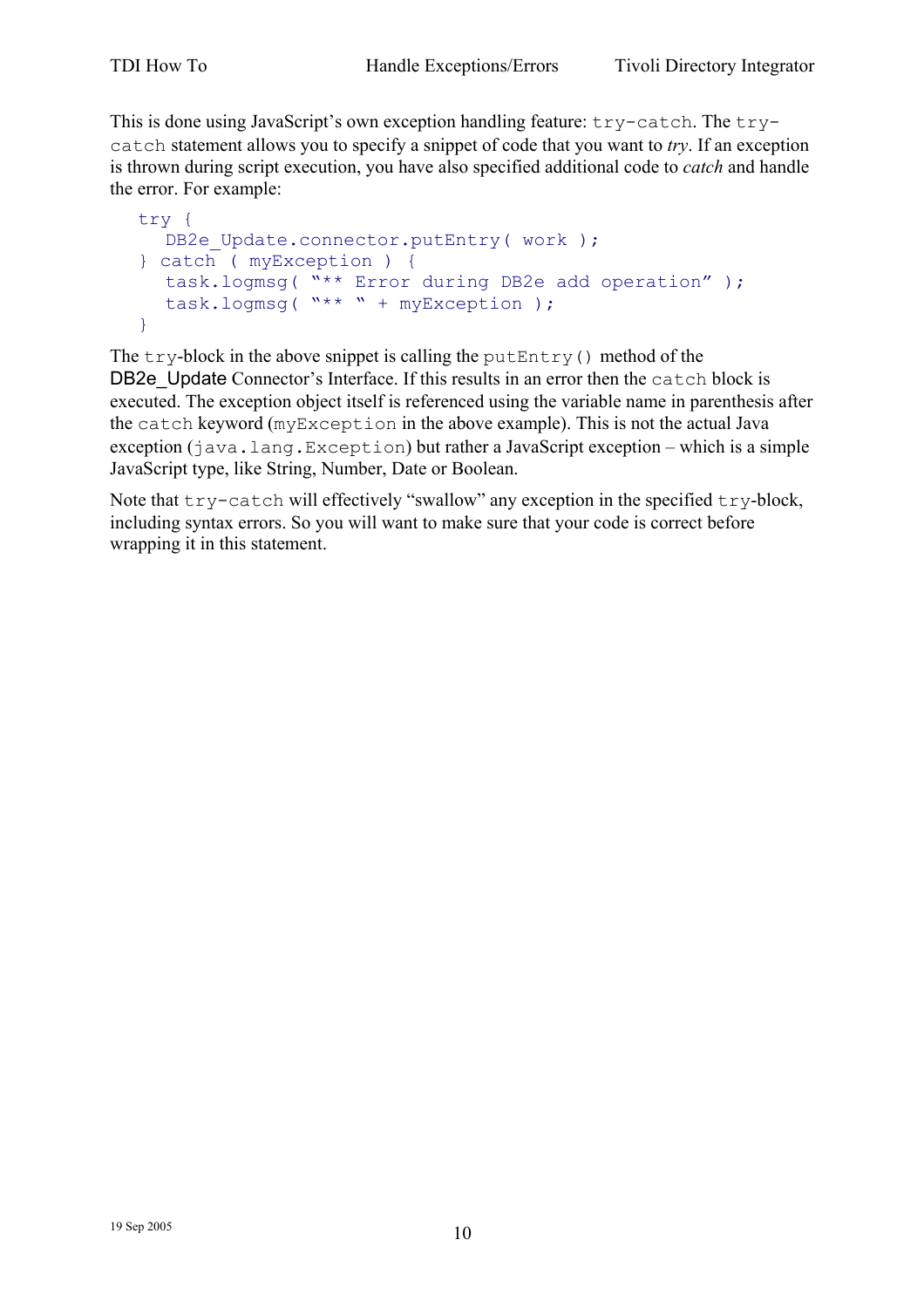This is done using JavaScript's own exception handling feature: `try-catch`. The `try-catch` statement allows you to specify a snippet of code that you want to *try*. If an exception is thrown during script execution, you have also specified additional code to *catch* and handle the error. For example:

```
try {
   DB2e_Update.connector.putEntry( work );
} catch ( myException ) {
   task.logmsg( "** Error during DB2e add operation" );
   task.logmsg( "** " + myException );
}
```

The `try`-block in the above snippet is calling the `putEntry()` method of the DB2e_Update Connector's Interface. If this results in an error then the `catch` block is executed. The exception object itself is referenced using the variable name in parenthesis after the `catch` keyword (`myException` in the above example). This is not the actual Java exception (`java.lang.Exception`) but rather a JavaScript exception – which is a simple JavaScript type, like String, Number, Date or Boolean.

Note that `try-catch` will effectively "swallow" any exception in the specified `try`-block, including syntax errors. So you will want to make sure that your code is correct before wrapping it in this statement.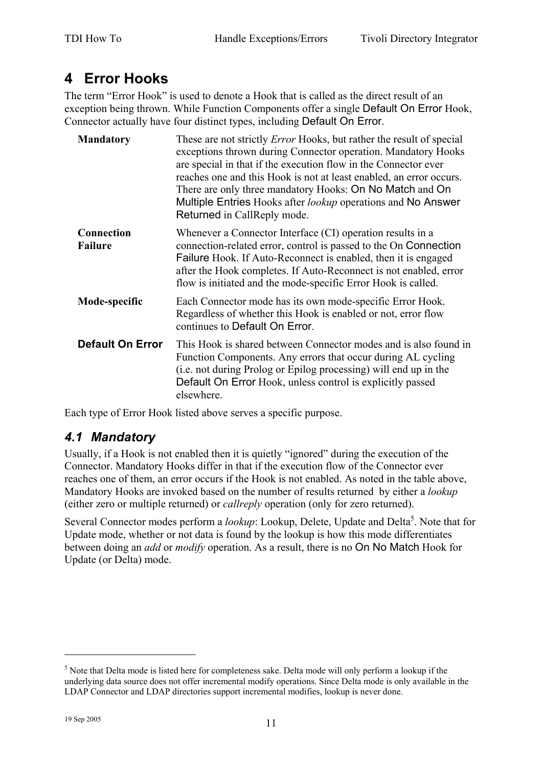# 4 Error Hooks

The term "Error Hook" is used to denote a Hook that is called as the direct result of an exception being thrown. While Function Components offer a single Default On Error Hook, Connector actually have four distinct types, including Default On Error.

| | |
|---|---|
| **Mandatory** | These are not strictly *Error* Hooks, but rather the result of special exceptions thrown during Connector operation. Mandatory Hooks are special in that if the execution flow in the Connector ever reaches one and this Hook is not at least enabled, an error occurs. There are only three mandatory Hooks: On No Match and On Multiple Entries Hooks after *lookup* operations and No Answer Returned in CallReply mode. |
| **Connection Failure** | Whenever a Connector Interface (CI) operation results in a connection-related error, control is passed to the On Connection Failure Hook. If Auto-Reconnect is enabled, then it is engaged after the Hook completes. If Auto-Reconnect is not enabled, error flow is initiated and the mode-specific Error Hook is called. |
| **Mode-specific** | Each Connector mode has its own mode-specific Error Hook. Regardless of whether this Hook is enabled or not, error flow continues to Default On Error. |
| **Default On Error** | This Hook is shared between Connector modes and is also found in Function Components. Any errors that occur during AL cycling (i.e. not during Prolog or Epilog processing) will end up in the Default On Error Hook, unless control is explicitly passed elsewhere. |

Each type of Error Hook listed above serves a specific purpose.

## *4.1 Mandatory*

Usually, if a Hook is not enabled then it is quietly "ignored" during the execution of the Connector. Mandatory Hooks differ in that if the execution flow of the Connector ever reaches one of them, an error occurs if the Hook is not enabled. As noted in the table above, Mandatory Hooks are invoked based on the number of results returned by either a *lookup* (either zero or multiple returned) or *callreply* operation (only for zero returned).

Several Connector modes perform a *lookup*: Lookup, Delete, Update and Delta[5]. Note that for Update mode, whether or not data is found by the lookup is how this mode differentiates between doing an *add* or *modify* operation. As a result, there is no On No Match Hook for Update (or Delta) mode.

[5] Note that Delta mode is listed here for completeness sake. Delta mode will only perform a lookup if the underlying data source does not offer incremental modify operations. Since Delta mode is only available in the LDAP Connector and LDAP directories support incremental modifies, lookup is never done.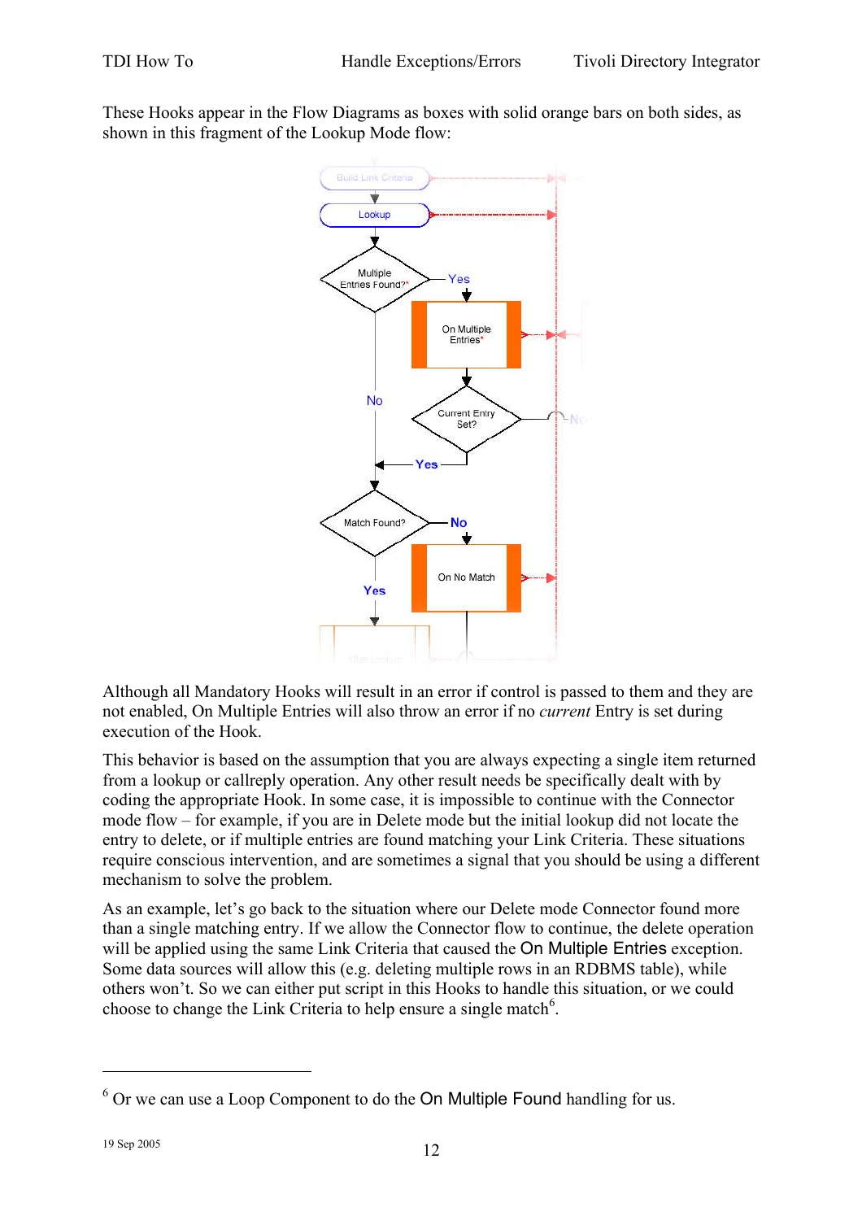These Hooks appear in the Flow Diagrams as boxes with solid orange bars on both sides, as shown in this fragment of the Lookup Mode flow:

Although all Mandatory Hooks will result in an error if control is passed to them and they are not enabled, On Multiple Entries will also throw an error if no *current* Entry is set during execution of the Hook.

This behavior is based on the assumption that you are always expecting a single item returned from a lookup or callreply operation. Any other result needs be specifically dealt with by coding the appropriate Hook. In some case, it is impossible to continue with the Connector mode flow – for example, if you are in Delete mode but the initial lookup did not locate the entry to delete, or if multiple entries are found matching your Link Criteria. These situations require conscious intervention, and are sometimes a signal that you should be using a different mechanism to solve the problem.

As an example, let's go back to the situation where our Delete mode Connector found more than a single matching entry. If we allow the Connector flow to continue, the delete operation will be applied using the same Link Criteria that caused the On Multiple Entries exception. Some data sources will allow this (e.g. deleting multiple rows in an RDBMS table), while others won't. So we can either put script in this Hooks to handle this situation, or we could choose to change the Link Criteria to help ensure a single match[6].

[6] Or we can use a Loop Component to do the On Multiple Found handling for us.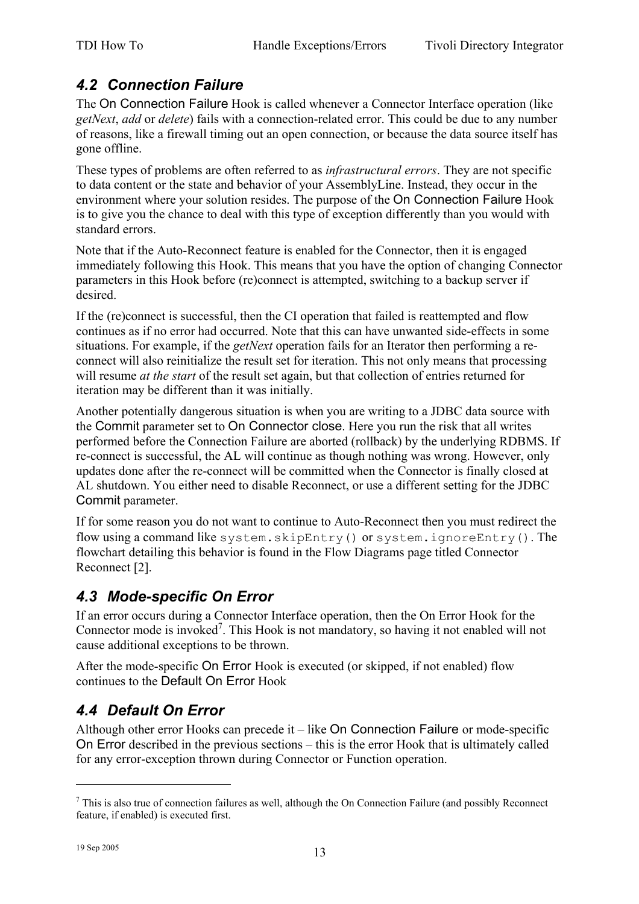### *4.2 Connection Failure*

The On Connection Failure Hook is called whenever a Connector Interface operation (like *getNext*, *add* or *delete*) fails with a connection-related error. This could be due to any number of reasons, like a firewall timing out an open connection, or because the data source itself has gone offline.

These types of problems are often referred to as *infrastructural errors*. They are not specific to data content or the state and behavior of your AssemblyLine. Instead, they occur in the environment where your solution resides. The purpose of the On Connection Failure Hook is to give you the chance to deal with this type of exception differently than you would with standard errors.

Note that if the Auto-Reconnect feature is enabled for the Connector, then it is engaged immediately following this Hook. This means that you have the option of changing Connector parameters in this Hook before (re)connect is attempted, switching to a backup server if desired.

If the (re)connect is successful, then the CI operation that failed is reattempted and flow continues as if no error had occurred. Note that this can have unwanted side-effects in some situations. For example, if the *getNext* operation fails for an Iterator then performing a re-connect will also reinitialize the result set for iteration. This not only means that processing will resume *at the start* of the result set again, but that collection of entries returned for iteration may be different than it was initially.

Another potentially dangerous situation is when you are writing to a JDBC data source with the Commit parameter set to On Connector close. Here you run the risk that all writes performed before the Connection Failure are aborted (rollback) by the underlying RDBMS. If re-connect is successful, the AL will continue as though nothing was wrong. However, only updates done after the re-connect will be committed when the Connector is finally closed at AL shutdown. You either need to disable Reconnect, or use a different setting for the JDBC Commit parameter.

If for some reason you do not want to continue to Auto-Reconnect then you must redirect the flow using a command like `system.skipEntry()` or `system.ignoreEntry()`. The flowchart detailing this behavior is found in the Flow Diagrams page titled Connector Reconnect [2].

### *4.3 Mode-specific On Error*

If an error occurs during a Connector Interface operation, then the On Error Hook for the Connector mode is invoked[7]. This Hook is not mandatory, so having it not enabled will not cause additional exceptions to be thrown.

After the mode-specific On Error Hook is executed (or skipped, if not enabled) flow continues to the Default On Error Hook

### *4.4 Default On Error*

Although other error Hooks can precede it – like On Connection Failure or mode-specific On Error described in the previous sections – this is the error Hook that is ultimately called for any error-exception thrown during Connector or Function operation.

---

[7] This is also true of connection failures as well, although the On Connection Failure (and possibly Reconnect feature, if enabled) is executed first.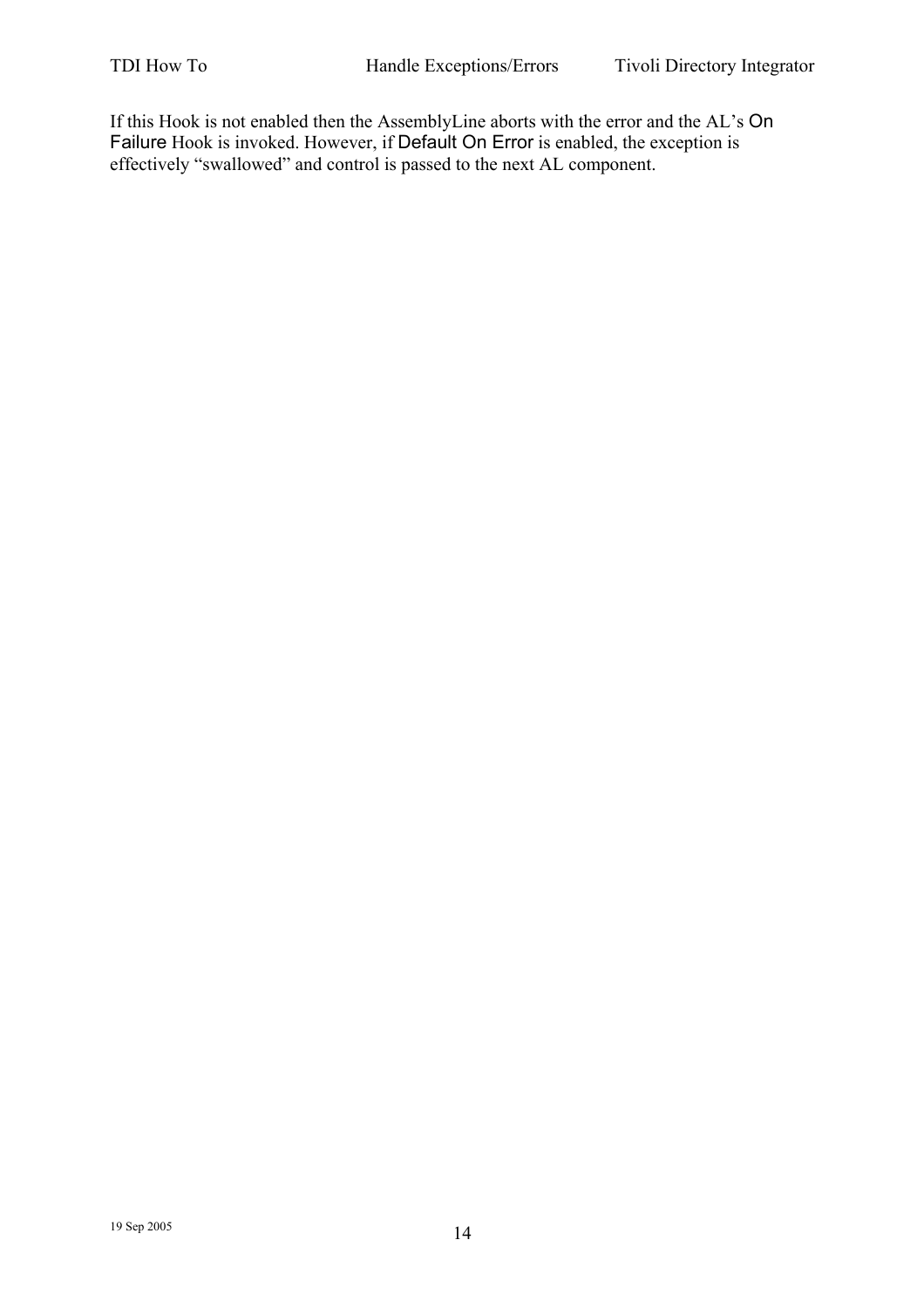If this Hook is not enabled then the AssemblyLine aborts with the error and the AL's On Failure Hook is invoked. However, if Default On Error is enabled, the exception is effectively "swallowed" and control is passed to the next AL component.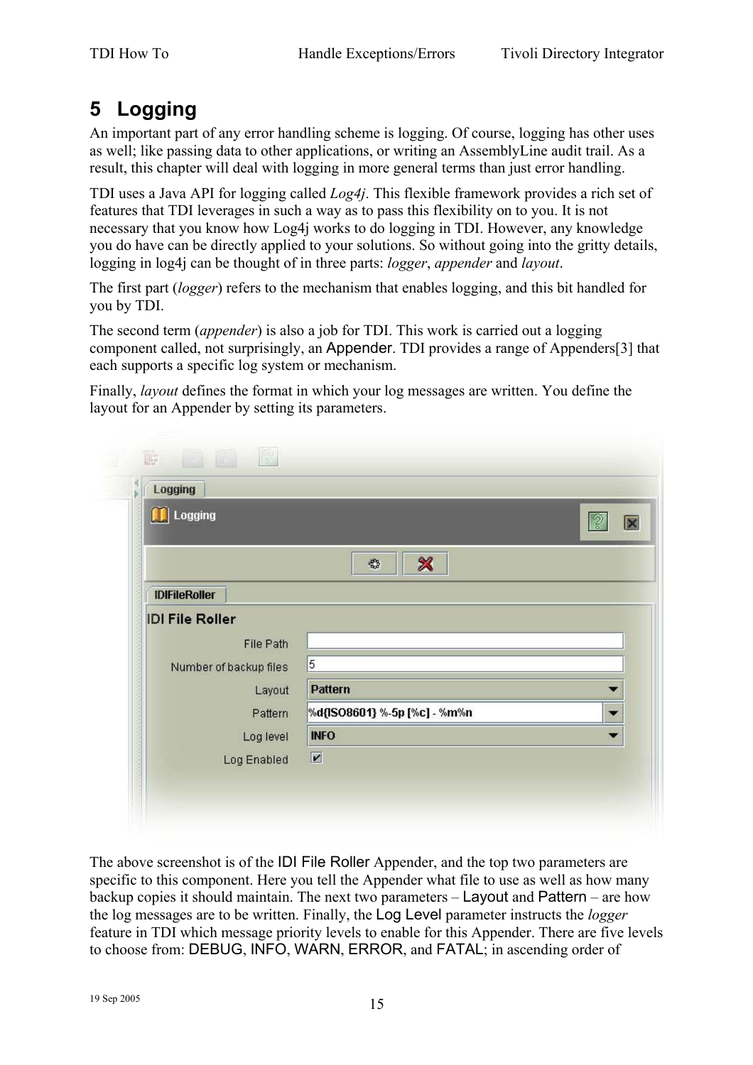# 5 Logging

An important part of any error handling scheme is logging. Of course, logging has other uses as well; like passing data to other applications, or writing an AssemblyLine audit trail. As a result, this chapter will deal with logging in more general terms than just error handling.

TDI uses a Java API for logging called *Log4j*. This flexible framework provides a rich set of features that TDI leverages in such a way as to pass this flexibility on to you. It is not necessary that you know how Log4j works to do logging in TDI. However, any knowledge you do have can be directly applied to your solutions. So without going into the gritty details, logging in log4j can be thought of in three parts: *logger*, *appender* and *layout*.

The first part (*logger*) refers to the mechanism that enables logging, and this bit handled for you by TDI.

The second term (*appender*) is also a job for TDI. This work is carried out a logging component called, not surprisingly, an Appender. TDI provides a range of Appenders[3] that each supports a specific log system or mechanism.

Finally, *layout* defines the format in which your log messages are written. You define the layout for an Appender by setting its parameters.

The above screenshot is of the IDI File Roller Appender, and the top two parameters are specific to this component. Here you tell the Appender what file to use as well as how many backup copies it should maintain. The next two parameters – Layout and Pattern – are how the log messages are to be written. Finally, the Log Level parameter instructs the *logger* feature in TDI which message priority levels to enable for this Appender. There are five levels to choose from: DEBUG, INFO, WARN, ERROR, and FATAL; in ascending order of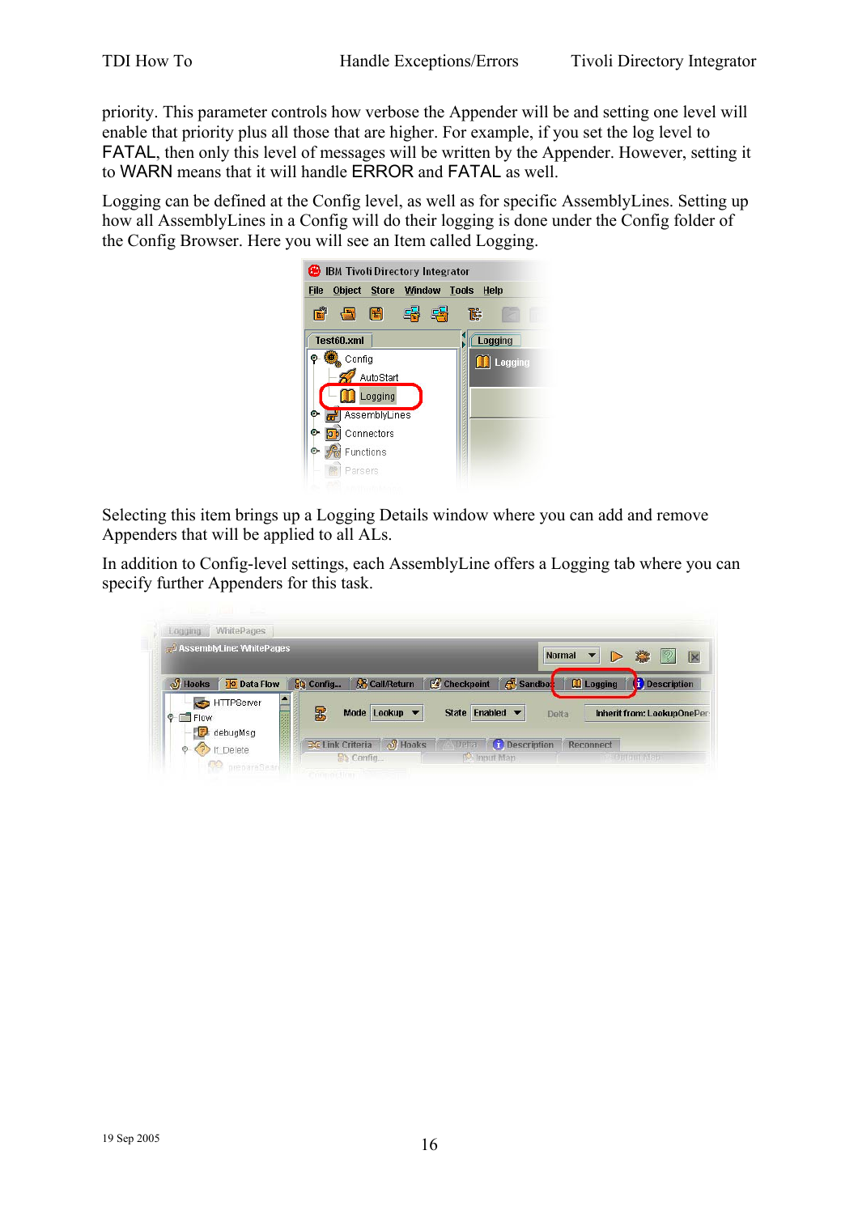priority. This parameter controls how verbose the Appender will be and setting one level will enable that priority plus all those that are higher. For example, if you set the log level to FATAL, then only this level of messages will be written by the Appender. However, setting it to WARN means that it will handle ERROR and FATAL as well.

Logging can be defined at the Config level, as well as for specific AssemblyLines. Setting up how all AssemblyLines in a Config will do their logging is done under the Config folder of the Config Browser. Here you will see an Item called Logging.

Selecting this item brings up a Logging Details window where you can add and remove Appenders that will be applied to all ALs.

In addition to Config-level settings, each AssemblyLine offers a Logging tab where you can specify further Appenders for this task.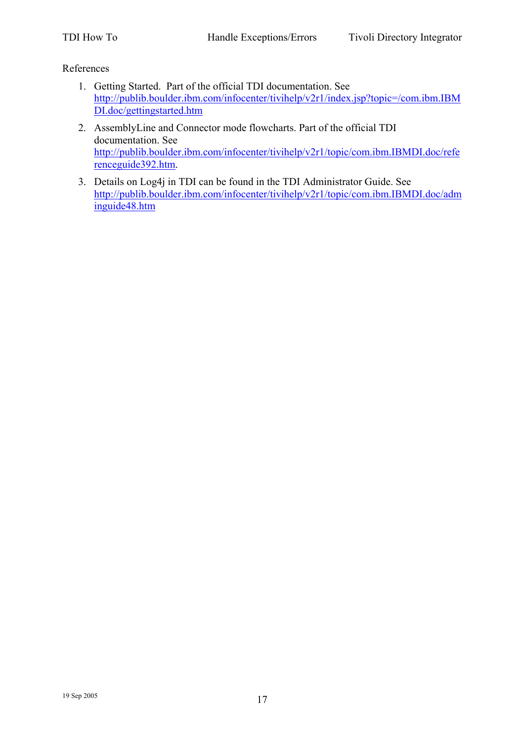References

1. Getting Started. Part of the official TDI documentation. See http://publib.boulder.ibm.com/infocenter/tivihelp/v2r1/index.jsp?topic=/com.ibm.IBMDI.doc/gettingstarted.htm
2. AssemblyLine and Connector mode flowcharts. Part of the official TDI documentation. See http://publib.boulder.ibm.com/infocenter/tivihelp/v2r1/topic/com.ibm.IBMDI.doc/referenceguide392.htm.
3. Details on Log4j in TDI can be found in the TDI Administrator Guide. See http://publib.boulder.ibm.com/infocenter/tivihelp/v2r1/topic/com.ibm.IBMDI.doc/adminguide48.htm